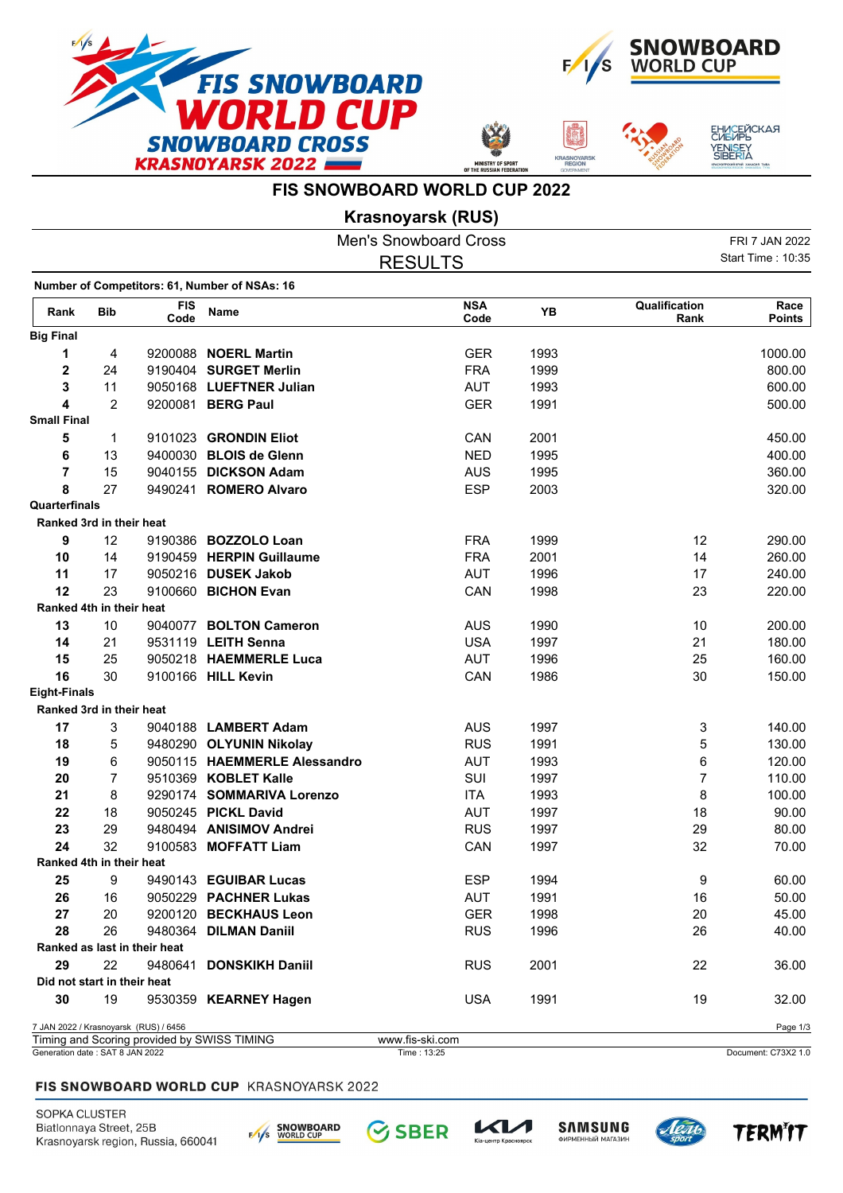# FIS SNOWBOARD WORLD CUP 2022

## Krasnoyarsk (RUS)

Men's Snowboard Cross

RESULTS

FRI 7 JAN 2022
Start Time : 10:35

**Number of Competitors: 61, Number of NSAs: 16**

| Rank | Bib | FIS Code | Name | NSA Code | YB | Qualification Rank | Race Points |
|---|---|---|---|---|---|---|---|
| **Big Final** | | | | | | | |
| **1** | 4 | 9200088 | **NOERL Martin** | GER | 1993 | | 1000.00 |
| **2** | 24 | 9190404 | **SURGET Merlin** | FRA | 1999 | | 800.00 |
| **3** | 11 | 9050168 | **LUEFTNER Julian** | AUT | 1993 | | 600.00 |
| **4** | 2 | 9200081 | **BERG Paul** | GER | 1991 | | 500.00 |
| **Small Final** | | | | | | | |
| **5** | 1 | 9101023 | **GRONDIN Eliot** | CAN | 2001 | | 450.00 |
| **6** | 13 | 9400030 | **BLOIS de Glenn** | NED | 1995 | | 400.00 |
| **7** | 15 | 9040155 | **DICKSON Adam** | AUS | 1995 | | 360.00 |
| **8** | 27 | 9490241 | **ROMERO Alvaro** | ESP | 2003 | | 320.00 |
| **Quarterfinals** | | | | | | | |
| **Ranked 3rd in their heat** | | | | | | | |
| **9** | 12 | 9190386 | **BOZZOLO Loan** | FRA | 1999 | 12 | 290.00 |
| **10** | 14 | 9190459 | **HERPIN Guillaume** | FRA | 2001 | 14 | 260.00 |
| **11** | 17 | 9050216 | **DUSEK Jakob** | AUT | 1996 | 17 | 240.00 |
| **12** | 23 | 9100660 | **BICHON Evan** | CAN | 1998 | 23 | 220.00 |
| **Ranked 4th in their heat** | | | | | | | |
| **13** | 10 | 9040077 | **BOLTON Cameron** | AUS | 1990 | 10 | 200.00 |
| **14** | 21 | 9531119 | **LEITH Senna** | USA | 1997 | 21 | 180.00 |
| **15** | 25 | 9050218 | **HAEMMERLE Luca** | AUT | 1996 | 25 | 160.00 |
| **16** | 30 | 9100166 | **HILL Kevin** | CAN | 1986 | 30 | 150.00 |
| **Eight-Finals** | | | | | | | |
| **Ranked 3rd in their heat** | | | | | | | |
| **17** | 3 | 9040188 | **LAMBERT Adam** | AUS | 1997 | 3 | 140.00 |
| **18** | 5 | 9480290 | **OLYUNIN Nikolay** | RUS | 1991 | 5 | 130.00 |
| **19** | 6 | 9050115 | **HAEMMERLE Alessandro** | AUT | 1993 | 6 | 120.00 |
| **20** | 7 | 9510369 | **KOBLET Kalle** | SUI | 1997 | 7 | 110.00 |
| **21** | 8 | 9290174 | **SOMMARIVA Lorenzo** | ITA | 1993 | 8 | 100.00 |
| **22** | 18 | 9050245 | **PICKL David** | AUT | 1997 | 18 | 90.00 |
| **23** | 29 | 9480494 | **ANISIMOV Andrei** | RUS | 1997 | 29 | 80.00 |
| **24** | 32 | 9100583 | **MOFFATT Liam** | CAN | 1997 | 32 | 70.00 |
| **Ranked 4th in their heat** | | | | | | | |
| **25** | 9 | 9490143 | **EGUIBAR Lucas** | ESP | 1994 | 9 | 60.00 |
| **26** | 16 | 9050229 | **PACHNER Lukas** | AUT | 1991 | 16 | 50.00 |
| **27** | 20 | 9200120 | **BECKHAUS Leon** | GER | 1998 | 20 | 45.00 |
| **28** | 26 | 9480364 | **DILMAN Daniil** | RUS | 1996 | 26 | 40.00 |
| **Ranked as last in their heat** | | | | | | | |
| **29** | 22 | 9480641 | **DONSKIKH Daniil** | RUS | 2001 | 22 | 36.00 |
| **Did not start in their heat** | | | | | | | |
| **30** | 19 | 9530359 | **KEARNEY Hagen** | USA | 1991 | 19 | 32.00 |

7 JAN 2022 / Krasnoyarsk (RUS) / 6456

Timing and Scoring provided by SWISS TIMING — www.fis-ski.com

Generation date : SAT 8 JAN 2022 — Time : 13:25 — Document: C73X2 1.0

**FIS SNOWBOARD WORLD CUP** KRASNOYARSK 2022

SOPKA CLUSTER
Biatlonnaya Street, 25B
Krasnoyarsk region, Russia, 660041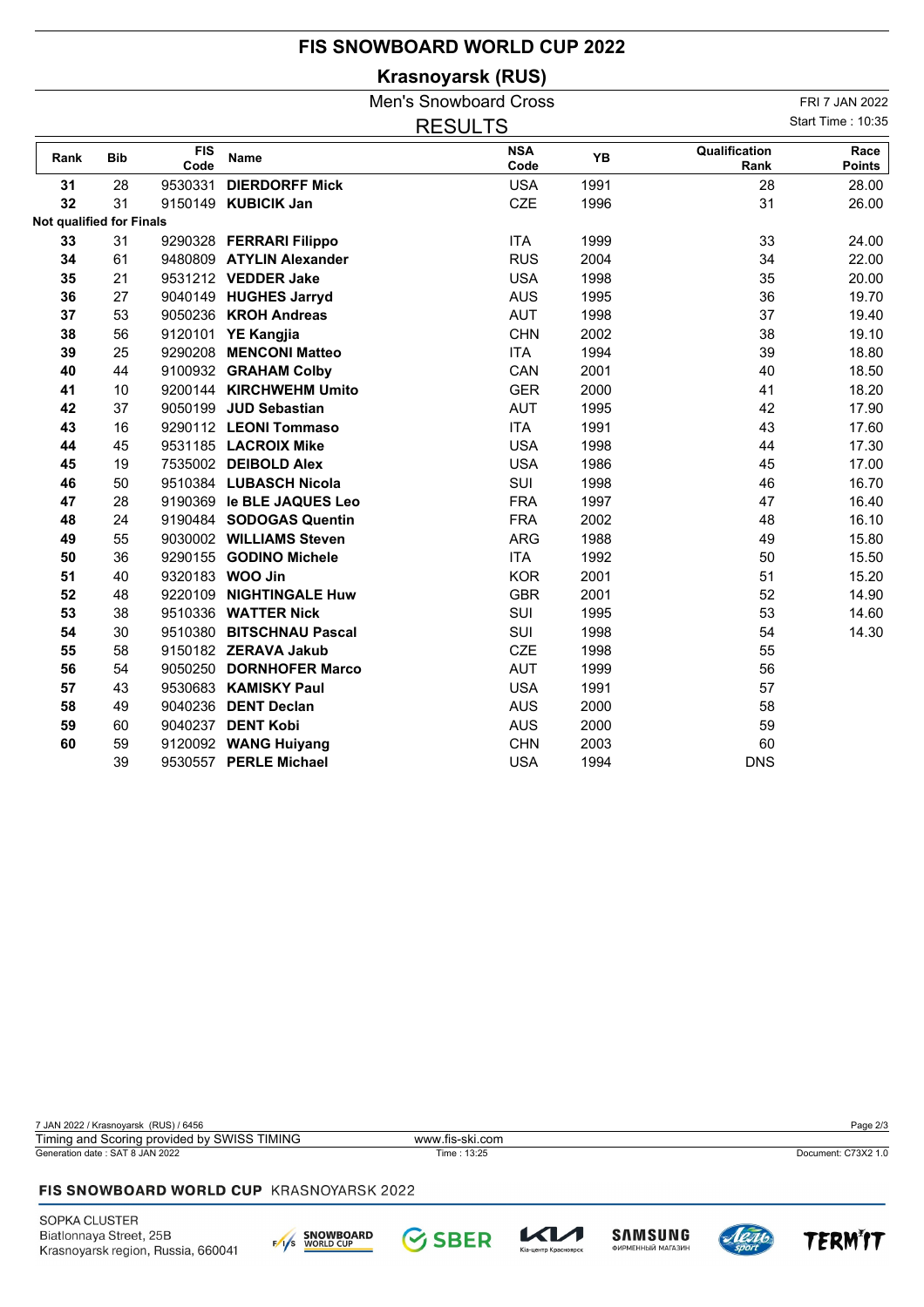# FIS SNOWBOARD WORLD CUP 2022

## Krasnoyarsk (RUS)

Men's Snowboard Cross

FRI 7 JAN 2022

RESULTS

Start Time : 10:35

| Rank | Bib | FIS Code | Name | NSA Code | YB | Qualification Rank | Race Points |
|---|---|---|---|---|---|---|---|
| 31 | 28 | 9530331 | **DIERDORFF Mick** | USA | 1991 | 28 | 28.00 |
| 32 | 31 | 9150149 | **KUBICIK Jan** | CZE | 1996 | 31 | 26.00 |
| **Not qualified for Finals** | | | | | | | |
| 33 | 31 | 9290328 | **FERRARI Filippo** | ITA | 1999 | 33 | 24.00 |
| 34 | 61 | 9480809 | **ATYLIN Alexander** | RUS | 2004 | 34 | 22.00 |
| 35 | 21 | 9531212 | **VEDDER Jake** | USA | 1998 | 35 | 20.00 |
| 36 | 27 | 9040149 | **HUGHES Jarryd** | AUS | 1995 | 36 | 19.70 |
| 37 | 53 | 9050236 | **KROH Andreas** | AUT | 1998 | 37 | 19.40 |
| 38 | 56 | 9120101 | **YE Kangjia** | CHN | 2002 | 38 | 19.10 |
| 39 | 25 | 9290208 | **MENCONI Matteo** | ITA | 1994 | 39 | 18.80 |
| 40 | 44 | 9100932 | **GRAHAM Colby** | CAN | 2001 | 40 | 18.50 |
| 41 | 10 | 9200144 | **KIRCHWEHM Umito** | GER | 2000 | 41 | 18.20 |
| 42 | 37 | 9050199 | **JUD Sebastian** | AUT | 1995 | 42 | 17.90 |
| 43 | 16 | 9290112 | **LEONI Tommaso** | ITA | 1991 | 43 | 17.60 |
| 44 | 45 | 9531185 | **LACROIX Mike** | USA | 1998 | 44 | 17.30 |
| 45 | 19 | 7535002 | **DEIBOLD Alex** | USA | 1986 | 45 | 17.00 |
| 46 | 50 | 9510384 | **LUBASCH Nicola** | SUI | 1998 | 46 | 16.70 |
| 47 | 28 | 9190369 | **le BLE JAQUES Leo** | FRA | 1997 | 47 | 16.40 |
| 48 | 24 | 9190484 | **SODOGAS Quentin** | FRA | 2002 | 48 | 16.10 |
| 49 | 55 | 9030002 | **WILLIAMS Steven** | ARG | 1988 | 49 | 15.80 |
| 50 | 36 | 9290155 | **GODINO Michele** | ITA | 1992 | 50 | 15.50 |
| 51 | 40 | 9320183 | **WOO Jin** | KOR | 2001 | 51 | 15.20 |
| 52 | 48 | 9220109 | **NIGHTINGALE Huw** | GBR | 2001 | 52 | 14.90 |
| 53 | 38 | 9510336 | **WATTER Nick** | SUI | 1995 | 53 | 14.60 |
| 54 | 30 | 9510380 | **BITSCHNAU Pascal** | SUI | 1998 | 54 | 14.30 |
| 55 | 58 | 9150182 | **ZERAVA Jakub** | CZE | 1998 | 55 | |
| 56 | 54 | 9050250 | **DORNHOFER Marco** | AUT | 1999 | 56 | |
| 57 | 43 | 9530683 | **KAMISKY Paul** | USA | 1991 | 57 | |
| 58 | 49 | 9040236 | **DENT Declan** | AUS | 2000 | 58 | |
| 59 | 60 | 9040237 | **DENT Kobi** | AUS | 2000 | 59 | |
| 60 | 59 | 9120092 | **WANG Huiyang** | CHN | 2003 | 60 | |
| | 39 | 9530557 | **PERLE Michael** | USA | 1994 | DNS | |

7 JAN 2022 / Krasnoyarsk (RUS) / 6456

Timing and Scoring provided by SWISS TIMING — www.fis-ski.com

Generation date : SAT 8 JAN 2022 — Time : 13:25 — Document: C73X2 1.0

**FIS SNOWBOARD WORLD CUP** KRASNOYARSK 2022

SOPKA CLUSTER
Biatlonnaya Street, 25B
Krasnoyarsk region, Russia, 660041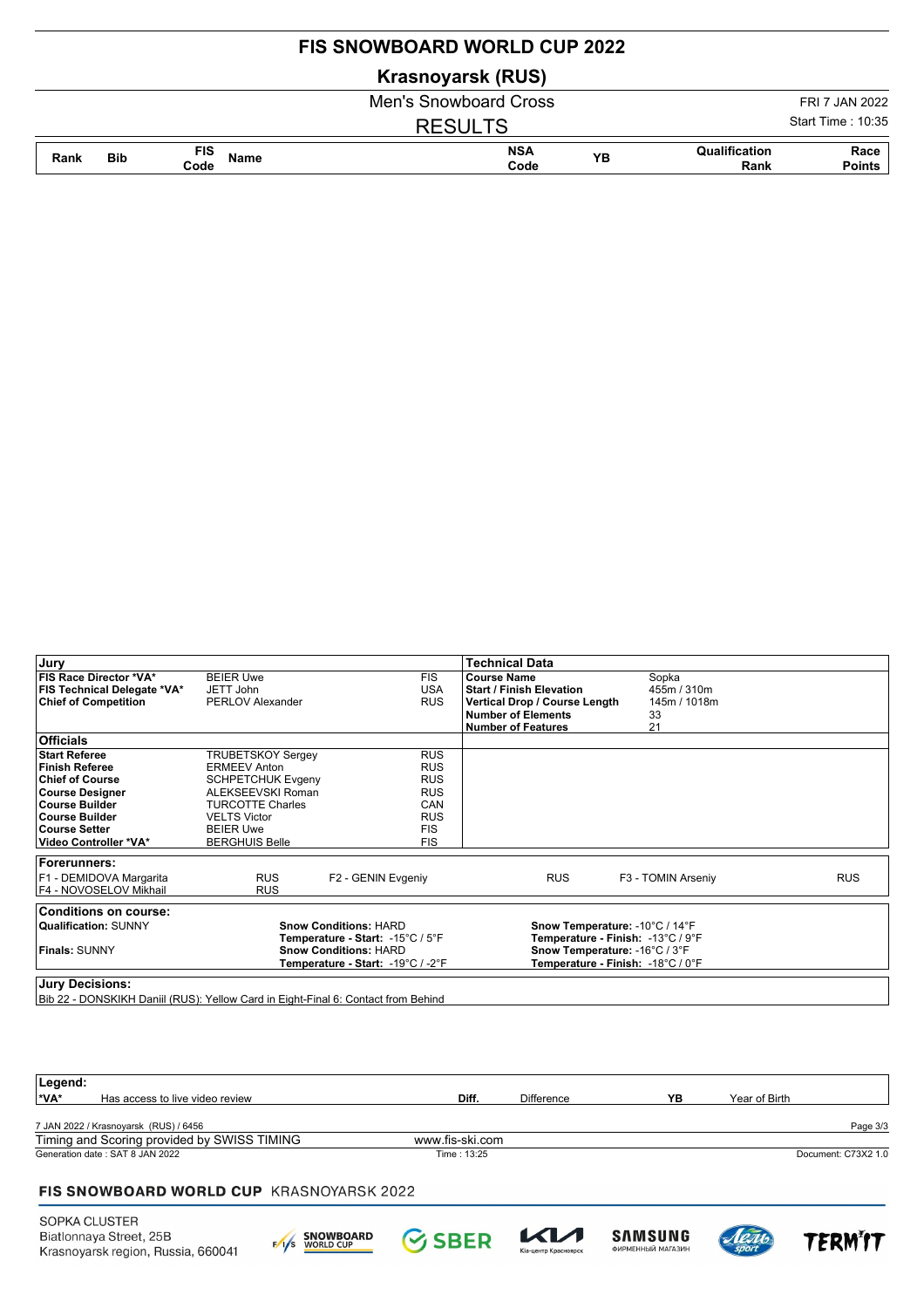# FIS SNOWBOARD WORLD CUP 2022

## Krasnoyarsk (RUS)

Men's Snowboard Cross

FRI 7 JAN 2022

RESULTS

Start Time : 10:35

| Rank | Bib | FIS Code | Name | NSA Code | YB | Qualification Rank | Race Points |
|---|---|---|---|---|---|---|---|

| Jury | | |
|---|---|---|
| FIS Race Director *VA* | BEIER Uwe | FIS |
| FIS Technical Delegate *VA* | JETT John | USA |
| Chief of Competition | PERLOV Alexander | RUS |

| Technical Data | |
|---|---|
| Course Name | Sopka |
| Start / Finish Elevation | 455m / 310m |
| Vertical Drop / Course Length | 145m / 1018m |
| Number of Elements | 33 |
| Number of Features | 21 |

| Officials | | |
|---|---|---|
| Start Referee | TRUBETSKOY Sergey | RUS |
| Finish Referee | ERMEEV Anton | RUS |
| Chief of Course | SCHPETCHUK Evgeny | RUS |
| Course Designer | ALEKSEEVSKI Roman | RUS |
| Course Builder | TURCOTTE Charles | CAN |
| Course Builder | VELTS Victor | RUS |
| Course Setter | BEIER Uwe | FIS |
| Video Controller *VA* | BERGHUIS Belle | FIS |

**Forerunners:**

| | | | | | |
|---|---|---|---|---|---|
| F1 - DEMIDOVA Margarita | RUS | F2 - GENIN Evgeniy | RUS | F3 - TOMIN Arseniy | RUS |
| F4 - NOVOSELOV Mikhail | RUS | | | | |

**Conditions on course:**

| | | |
|---|---|---|
| **Qualification:** SUNNY | **Snow Conditions:** HARD | **Snow Temperature:** -10°C / 14°F |
| | **Temperature - Start:** -15°C / 5°F | **Temperature - Finish:** -13°C / 9°F |
| **Finals:** SUNNY | **Snow Conditions:** HARD | **Snow Temperature:** -16°C / 3°F |
| | **Temperature - Start:** -19°C / -2°F | **Temperature - Finish:** -18°C / 0°F |

**Jury Decisions:**

Bib 22 - DONSKIKH Daniil (RUS): Yellow Card in Eight-Final 6: Contact from Behind

**Legend:**

| | | | | | |
|---|---|---|---|---|---|
| *VA* | Has access to live video review | Diff. | Difference | YB | Year of Birth |

7 JAN 2022 / Krasnoyarsk (RUS) / 6456

Timing and Scoring provided by SWISS TIMING

www.fis-ski.com

Generation date : SAT 8 JAN 2022

Time : 13:25

Document: C73X2 1.0

**FIS SNOWBOARD WORLD CUP** KRASNOYARSK 2022

SOPKA CLUSTER
Biatlonnaya Street, 25B
Krasnoyarsk region, Russia, 660041